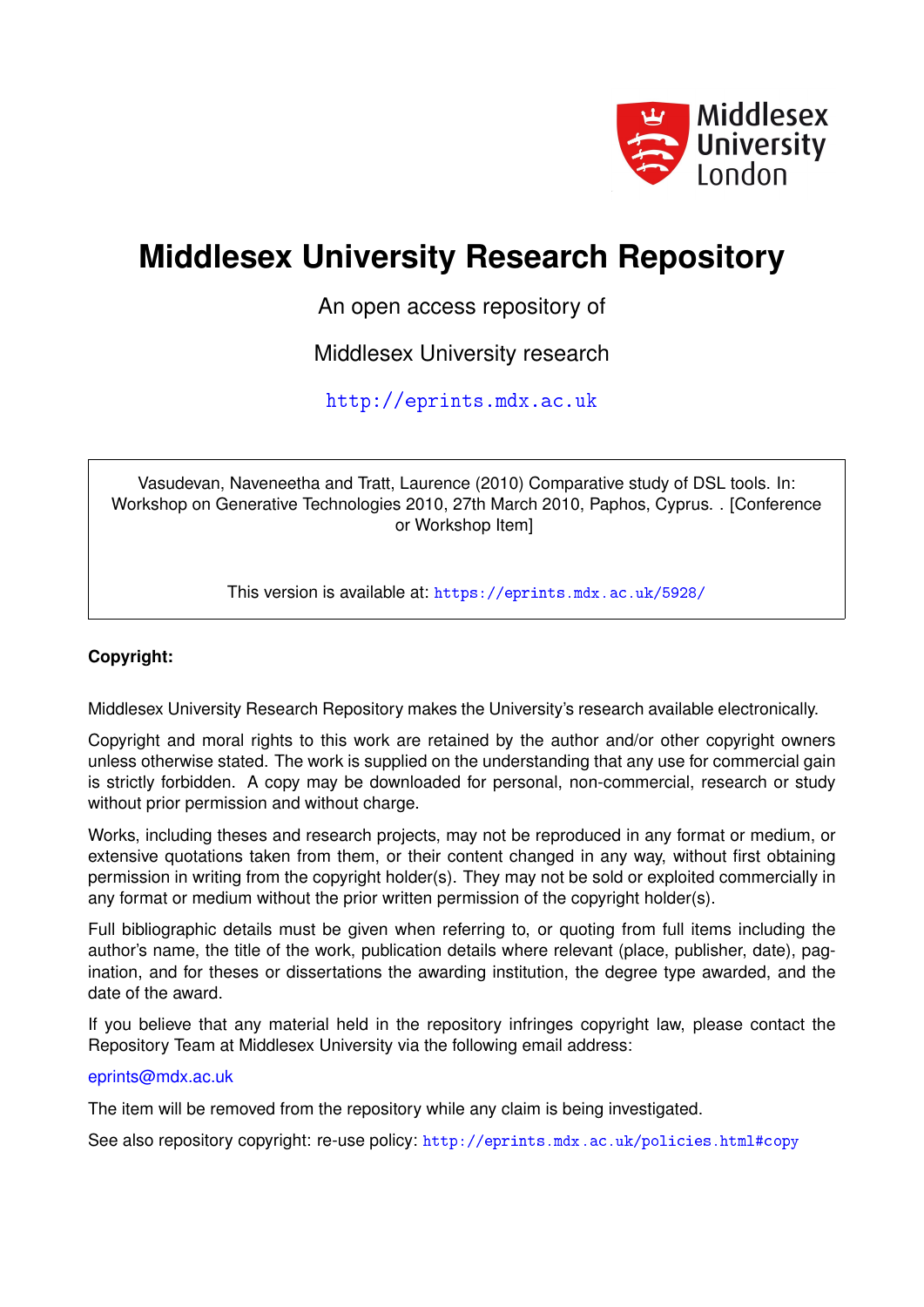# Middlesex University Research Repository

An open access repository of

Middlesex University research

http://eprints.mdx.ac.uk

Vasudevan, Naveneetha and Tratt, Laurence (2010) Comparative study of DSL tools. In: Workshop on Generative Technologies 2010, 27th March 2010, Paphos, Cyprus. . [Conference or Workshop Item]

This version is available at: https://eprints.mdx.ac.uk/5928/

**Copyright:**

Middlesex University Research Repository makes the University's research available electronically.

Copyright and moral rights to this work are retained by the author and/or other copyright owners unless otherwise stated. The work is supplied on the understanding that any use for commercial gain is strictly forbidden. A copy may be downloaded for personal, non-commercial, research or study without prior permission and without charge.

Works, including theses and research projects, may not be reproduced in any format or medium, or extensive quotations taken from them, or their content changed in any way, without first obtaining permission in writing from the copyright holder(s). They may not be sold or exploited commercially in any format or medium without the prior written permission of the copyright holder(s).

Full bibliographic details must be given when referring to, or quoting from full items including the author's name, the title of the work, publication details where relevant (place, publisher, date), pagination, and for theses or dissertations the awarding institution, the degree type awarded, and the date of the award.

If you believe that any material held in the repository infringes copyright law, please contact the Repository Team at Middlesex University via the following email address:

eprints@mdx.ac.uk

The item will be removed from the repository while any claim is being investigated.

See also repository copyright: re-use policy: http://eprints.mdx.ac.uk/policies.html#copy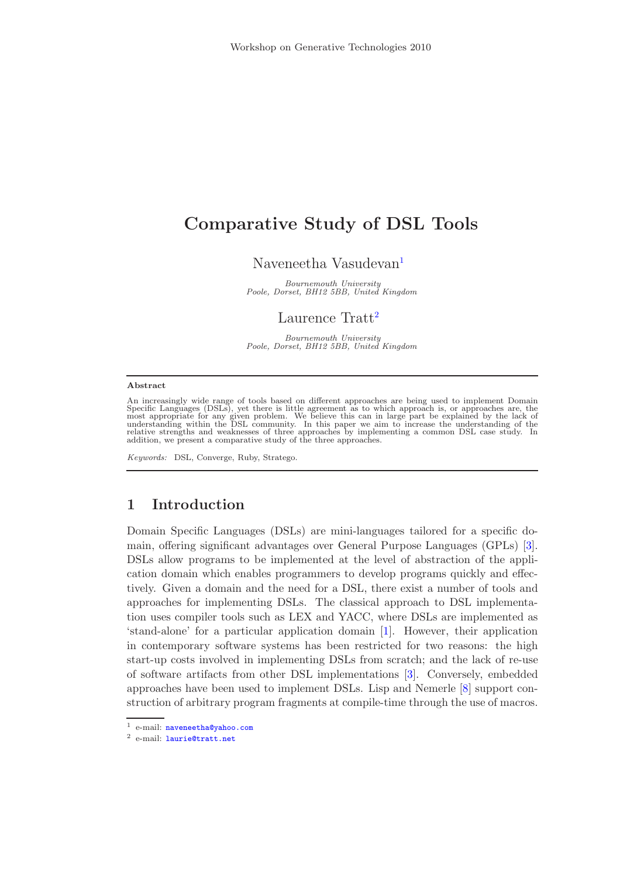# Comparative Study of DSL Tools

Naveneetha Vasudevan[1]

*Bournemouth University*
*Poole, Dorset, BH12 5BB, United Kingdom*

Laurence Tratt[2]

*Bournemouth University*
*Poole, Dorset, BH12 5BB, United Kingdom*

---

**Abstract**

An increasingly wide range of tools based on different approaches are being used to implement Domain Specific Languages (DSLs), yet there is little agreement as to which approach is, or approaches are, the most appropriate for any given problem. We believe this can in large part be explained by the lack of understanding within the DSL community. In this paper we aim to increase the understanding of the relative strengths and weaknesses of three approaches by implementing a common DSL case study. In addition, we present a comparative study of the three approaches.

*Keywords:* DSL, Converge, Ruby, Stratego.

---

## 1 Introduction

Domain Specific Languages (DSLs) are mini-languages tailored for a specific domain, offering significant advantages over General Purpose Languages (GPLs) [3]. DSLs allow programs to be implemented at the level of abstraction of the application domain which enables programmers to develop programs quickly and effectively. Given a domain and the need for a DSL, there exist a number of tools and approaches for implementing DSLs. The classical approach to DSL implementation uses compiler tools such as LEX and YACC, where DSLs are implemented as 'stand-alone' for a particular application domain [1]. However, their application in contemporary software systems has been restricted for two reasons: the high start-up costs involved in implementing DSLs from scratch; and the lack of re-use of software artifacts from other DSL implementations [3]. Conversely, embedded approaches have been used to implement DSLs. Lisp and Nemerle [8] support construction of arbitrary program fragments at compile-time through the use of macros.

---

[1] e-mail: naveneetha@yahoo.com

[2] e-mail: laurie@tratt.net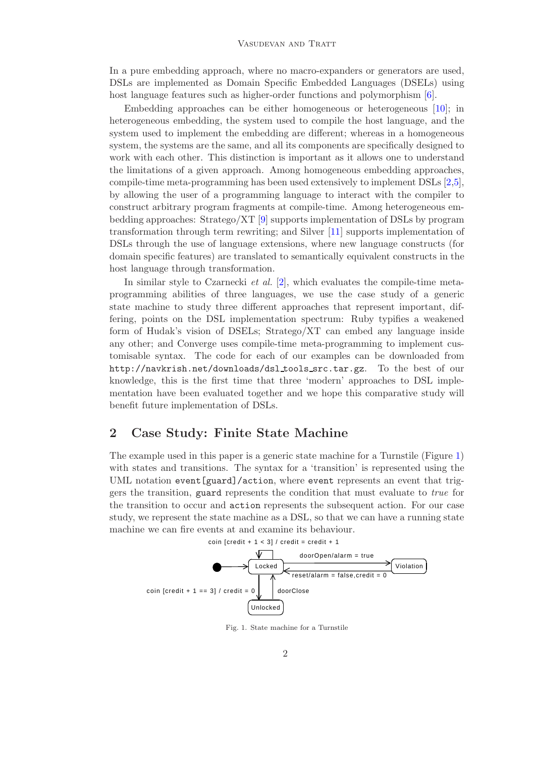In a pure embedding approach, where no macro-expanders or generators are used, DSLs are implemented as Domain Specific Embedded Languages (DSELs) using host language features such as higher-order functions and polymorphism [6].

Embedding approaches can be either homogeneous or heterogeneous [10]; in heterogeneous embedding, the system used to compile the host language, and the system used to implement the embedding are different; whereas in a homogeneous system, the systems are the same, and all its components are specifically designed to work with each other. This distinction is important as it allows one to understand the limitations of a given approach. Among homogeneous embedding approaches, compile-time meta-programming has been used extensively to implement DSLs [2,5], by allowing the user of a programming language to interact with the compiler to construct arbitrary program fragments at compile-time. Among heterogeneous embedding approaches: Stratego/XT [9] supports implementation of DSLs by program transformation through term rewriting; and Silver [11] supports implementation of DSLs through the use of language extensions, where new language constructs (for domain specific features) are translated to semantically equivalent constructs in the host language through transformation.

In similar style to Czarnecki *et al.* [2], which evaluates the compile-time meta-programming abilities of three languages, we use the case study of a generic state machine to study three different approaches that represent important, differing, points on the DSL implementation spectrum: Ruby typifies a weakened form of Hudak's vision of DSELs; Stratego/XT can embed any language inside any other; and Converge uses compile-time meta-programming to implement customisable syntax. The code for each of our examples can be downloaded from `http://navkrish.net/downloads/dsl_tools_src.tar.gz`. To the best of our knowledge, this is the first time that three 'modern' approaches to DSL implementation have been evaluated together and we hope this comparative study will benefit future implementation of DSLs.

## 2 Case Study: Finite State Machine

The example used in this paper is a generic state machine for a Turnstile (Figure 1) with states and transitions. The syntax for a 'transition' is represented using the UML notation `event[guard]/action`, where `event` represents an event that triggers the transition, `guard` represents the condition that must evaluate to *true* for the transition to occur and `action` represents the subsequent action. For our case study, we represent the state machine as a DSL, so that we can have a running state machine we can fire events at and examine its behaviour.

coin [credit + 1 < 3] / credit = credit + 1

Locked — doorOpen/alarm = true → Violation

Violation — reset/alarm = false,credit = 0 → Locked

Locked — coin [credit + 1 == 3] / credit = 0 → Unlocked

Unlocked — doorClose → Locked

Fig. 1. State machine for a Turnstile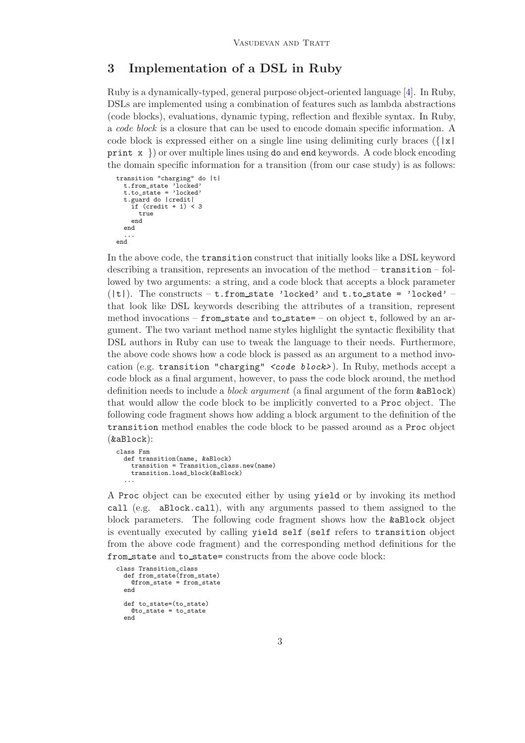## 3 Implementation of a DSL in Ruby

Ruby is a dynamically-typed, general purpose object-oriented language [4]. In Ruby, DSLs are implemented using a combination of features such as lambda abstractions (code blocks), evaluations, dynamic typing, reflection and flexible syntax. In Ruby, a *code block* is a closure that can be used to encode domain specific information. A code block is expressed either on a single line using delimiting curly braces (`{|x| print x }`) or over multiple lines using `do` and `end` keywords. A code block encoding the domain specific information for a transition (from our case study) is as follows:

```
transition "charging" do |t|
  t.from_state 'locked'
  t.to_state = 'locked'
  t.guard do |credit|
    if (credit + 1) < 3
      true
    end
  end
  ...
end
```

In the above code, the `transition` construct that initially looks like a DSL keyword describing a transition, represents an invocation of the method – `transition` – followed by two arguments: a string, and a code block that accepts a block parameter (`|t|`). The constructs – `t.from_state 'locked'` and `t.to_state = 'locked'` – that look like DSL keywords describing the attributes of a transition, represent method invocations – `from_state` and `to_state=` – on object `t`, followed by an argument. The two variant method name styles highlight the syntactic flexibility that DSL authors in Ruby can use to tweak the language to their needs. Furthermore, the above code shows how a code block is passed as an argument to a method invocation (e.g. `transition "charging" <code block>`). In Ruby, methods accept a code block as a final argument, however, to pass the code block around, the method definition needs to include a *block argument* (a final argument of the form `&aBlock`) that would allow the code block to be implicitly converted to a `Proc` object. The following code fragment shows how adding a block argument to the definition of the `transition` method enables the code block to be passed around as a `Proc` object (`&aBlock`):

```
class Fsm
  def transition(name, &aBlock)
    transition = Transition_class.new(name)
    transition.load_block(&aBlock)
  ...
```

A `Proc` object can be executed either by using `yield` or by invoking its method `call` (e.g. `aBlock.call`), with any arguments passed to them assigned to the block parameters. The following code fragment shows how the `&aBlock` object is eventually executed by calling `yield self` (`self` refers to `transition` object from the above code fragment) and the corresponding method definitions for the `from_state` and `to_state=` constructs from the above code block:

```
class Transition_class
  def from_state(from_state)
    @from_state = from_state
  end

  def to_state=(to_state)
    @to_state = to_state
  end
```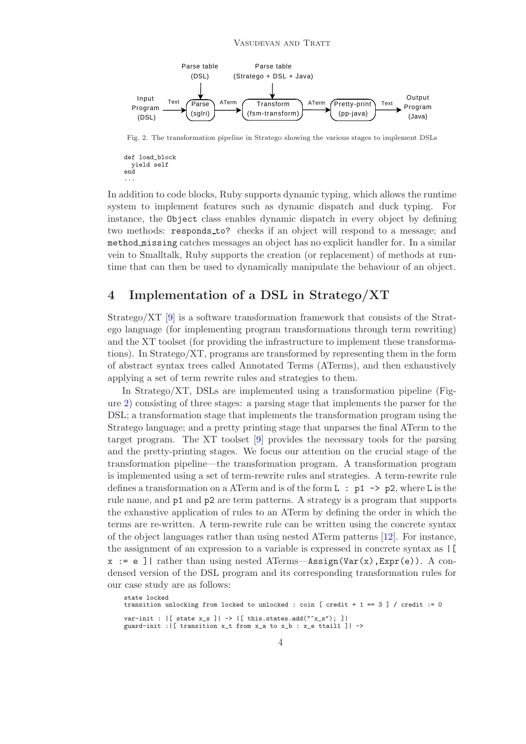Parse table (DSL) | Parse table (Stratego + DSL + Java)

Input Program (DSL) → Text → Parse (sglri) → ATerm → Transform (fsm-transform) → ATerm → Pretty-print (pp-java) → Text → Output Program (Java)

Fig. 2. The transformation pipeline in Stratego showing the various stages to implement DSLs

```
def load_block
  yield self
end
...
```

In addition to code blocks, Ruby supports dynamic typing, which allows the runtime system to implement features such as dynamic dispatch and duck typing. For instance, the `Object` class enables dynamic dispatch in every object by defining two methods: `responds_to?` checks if an object will respond to a message; and `method_missing` catches messages an object has no explicit handler for. In a similar vein to Smalltalk, Ruby supports the creation (or replacement) of methods at runtime that can then be used to dynamically manipulate the behaviour of an object.

## 4 Implementation of a DSL in Stratego/XT

Stratego/XT [9] is a software transformation framework that consists of the Stratego language (for implementing program transformations through term rewriting) and the XT toolset (for providing the infrastructure to implement these transformations). In Stratego/XT, programs are transformed by representing them in the form of abstract syntax trees called Annotated Terms (ATerms), and then exhaustively applying a set of term rewrite rules and strategies to them.

In Stratego/XT, DSLs are implemented using a transformation pipeline (Figure 2) consisting of three stages: a parsing stage that implements the parser for the DSL; a transformation stage that implements the transformation program using the Stratego language; and a pretty printing stage that unparses the final ATerm to the target program. The XT toolset [9] provides the necessary tools for the parsing and the pretty-printing stages. We focus our attention on the crucial stage of the transformation pipeline—the transformation program. A transformation program is implemented using a set of term-rewrite rules and strategies. A term-rewrite rule defines a transformation on a ATerm and is of the form `L : p1 -> p2`, where `L` is the rule name, and `p1` and `p2` are term patterns. A strategy is a program that supports the exhaustive application of rules to an ATerm by defining the order in which the terms are re-written. A term-rewrite rule can be written using the concrete syntax of the object languages rather than using nested ATerm patterns [12]. For instance, the assignment of an expression to a variable is expressed in concrete syntax as `|[ x := e ]|` rather than using nested ATerms—`Assign(Var(x),Expr(e))`. A condensed version of the DSL program and its corresponding transformation rules for our case study are as follows:

```
state locked
transition unlocking from locked to unlocked : coin [ credit + 1 == 3 ] / credit := 0

var-init : |[ state x_s ]| -> |[ this.states.add("~x_s"); ]|
guard-init :|[ transition x_t from x_a to x_b : x_e ttail1 ]| ->
```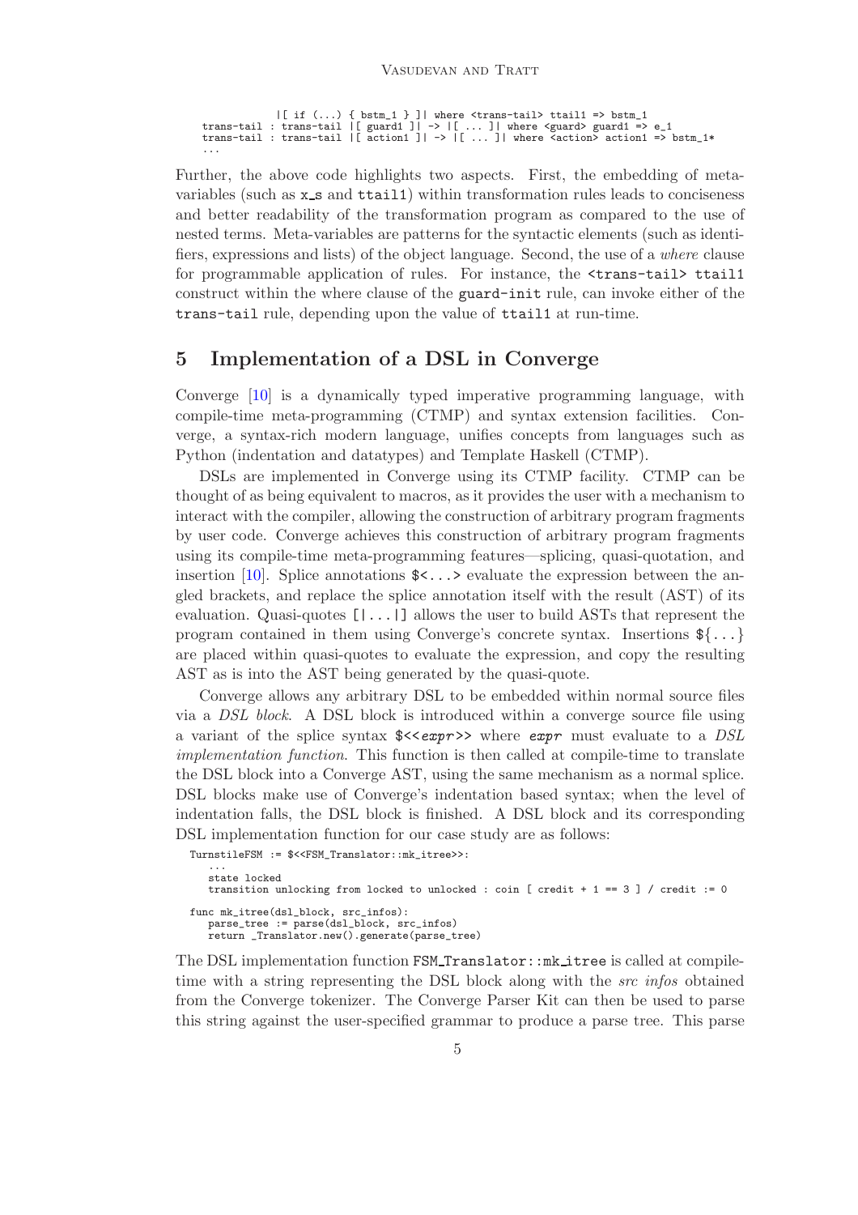```
            |[ if (...) { bstm_1 } ]| where <trans-tail> ttail1 => bstm_1
trans-tail : trans-tail |[ guard1 ]| -> |[ ... ]| where <guard> guard1 => e_1
trans-tail : trans-tail |[ action1 ]| -> |[ ... ]| where <action> action1 => bstm_1*
...
```

Further, the above code highlights two aspects. First, the embedding of meta-variables (such as x_s and ttail1) within transformation rules leads to conciseness and better readability of the transformation program as compared to the use of nested terms. Meta-variables are patterns for the syntactic elements (such as identifiers, expressions and lists) of the object language. Second, the use of a *where* clause for programmable application of rules. For instance, the `<trans-tail> ttail1` construct within the where clause of the `guard-init` rule, can invoke either of the `trans-tail` rule, depending upon the value of `ttail1` at run-time.

## 5 Implementation of a DSL in Converge

Converge [10] is a dynamically typed imperative programming language, with compile-time meta-programming (CTMP) and syntax extension facilities. Converge, a syntax-rich modern language, unifies concepts from languages such as Python (indentation and datatypes) and Template Haskell (CTMP).

DSLs are implemented in Converge using its CTMP facility. CTMP can be thought of as being equivalent to macros, as it provides the user with a mechanism to interact with the compiler, allowing the construction of arbitrary program fragments by user code. Converge achieves this construction of arbitrary program fragments using its compile-time meta-programming features—splicing, quasi-quotation, and insertion [10]. Splice annotations `$<...>` evaluate the expression between the angled brackets, and replace the splice annotation itself with the result (AST) of its evaluation. Quasi-quotes `[|...|]` allows the user to build ASTs that represent the program contained in them using Converge's concrete syntax. Insertions `${...}` are placed within quasi-quotes to evaluate the expression, and copy the resulting AST as is into the AST being generated by the quasi-quote.

Converge allows any arbitrary DSL to be embedded within normal source files via a *DSL block*. A DSL block is introduced within a converge source file using a variant of the splice syntax `$<<`*expr*`>>` where *expr* must evaluate to a *DSL implementation function*. This function is then called at compile-time to translate the DSL block into a Converge AST, using the same mechanism as a normal splice. DSL blocks make use of Converge's indentation based syntax; when the level of indentation falls, the DSL block is finished. A DSL block and its corresponding DSL implementation function for our case study are as follows:

```
TurnstileFSM := $<<FSM_Translator::mk_itree>>:
   ...
   state locked
   transition unlocking from locked to unlocked : coin [ credit + 1 == 3 ] / credit := 0

func mk_itree(dsl_block, src_infos):
   parse_tree := parse(dsl_block, src_infos)
   return _Translator.new().generate(parse_tree)
```

The DSL implementation function `FSM_Translator::mk_itree` is called at compile-time with a string representing the DSL block along with the *src infos* obtained from the Converge tokenizer. The Converge Parser Kit can then be used to parse this string against the user-specified grammar to produce a parse tree. This parse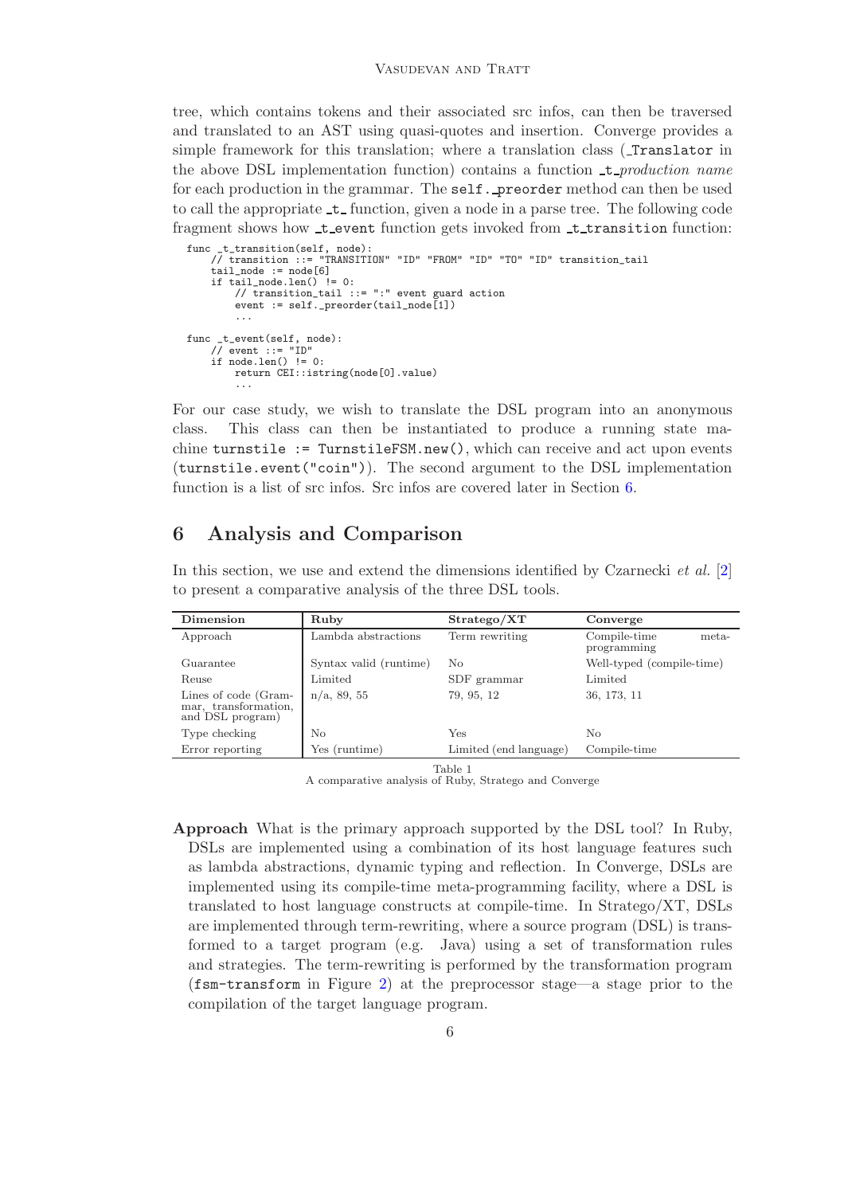tree, which contains tokens and their associated src infos, can then be traversed and translated to an AST using quasi-quotes and insertion. Converge provides a simple framework for this translation; where a translation class (`_Translator` in the above DSL implementation function) contains a function `_t_`*production name* for each production in the grammar. The `self._preorder` method can then be used to call the appropriate `_t_` function, given a node in a parse tree. The following code fragment shows how `_t_event` function gets invoked from `_t_transition` function:

```
func _t_transition(self, node):
    // transition ::= "TRANSITION" "ID" "FROM" "ID" "TO" "ID" transition_tail
    tail_node := node[6]
    if tail_node.len() != 0:
        // transition_tail ::= ":" event guard action
        event := self._preorder(tail_node[1])
        ...

func _t_event(self, node):
    // event ::= "ID"
    if node.len() != 0:
        return CEI::istring(node[0].value)
        ...
```

For our case study, we wish to translate the DSL program into an anonymous class. This class can then be instantiated to produce a running state machine `turnstile := TurnstileFSM.new()`, which can receive and act upon events (`turnstile.event("coin")`). The second argument to the DSL implementation function is a list of src infos. Src infos are covered later in Section 6.

# 6 Analysis and Comparison

In this section, we use and extend the dimensions identified by Czarnecki *et al.* [2] to present a comparative analysis of the three DSL tools.

| Dimension | Ruby | Stratego/XT | Converge |
|---|---|---|---|
| Approach | Lambda abstractions | Term rewriting | Compile-time meta-programming |
| Guarantee | Syntax valid (runtime) | No | Well-typed (compile-time) |
| Reuse | Limited | SDF grammar | Limited |
| Lines of code (Grammar, transformation, and DSL program) | n/a, 89, 55 | 79, 95, 12 | 36, 173, 11 |
| Type checking | No | Yes | No |
| Error reporting | Yes (runtime) | Limited (end language) | Compile-time |

Table 1
A comparative analysis of Ruby, Stratego and Converge

**Approach** What is the primary approach supported by the DSL tool? In Ruby, DSLs are implemented using a combination of its host language features such as lambda abstractions, dynamic typing and reflection. In Converge, DSLs are implemented using its compile-time meta-programming facility, where a DSL is translated to host language constructs at compile-time. In Stratego/XT, DSLs are implemented through term-rewriting, where a source program (DSL) is transformed to a target program (e.g. Java) using a set of transformation rules and strategies. The term-rewriting is performed by the transformation program (`fsm-transform` in Figure 2) at the preprocessor stage—a stage prior to the compilation of the target language program.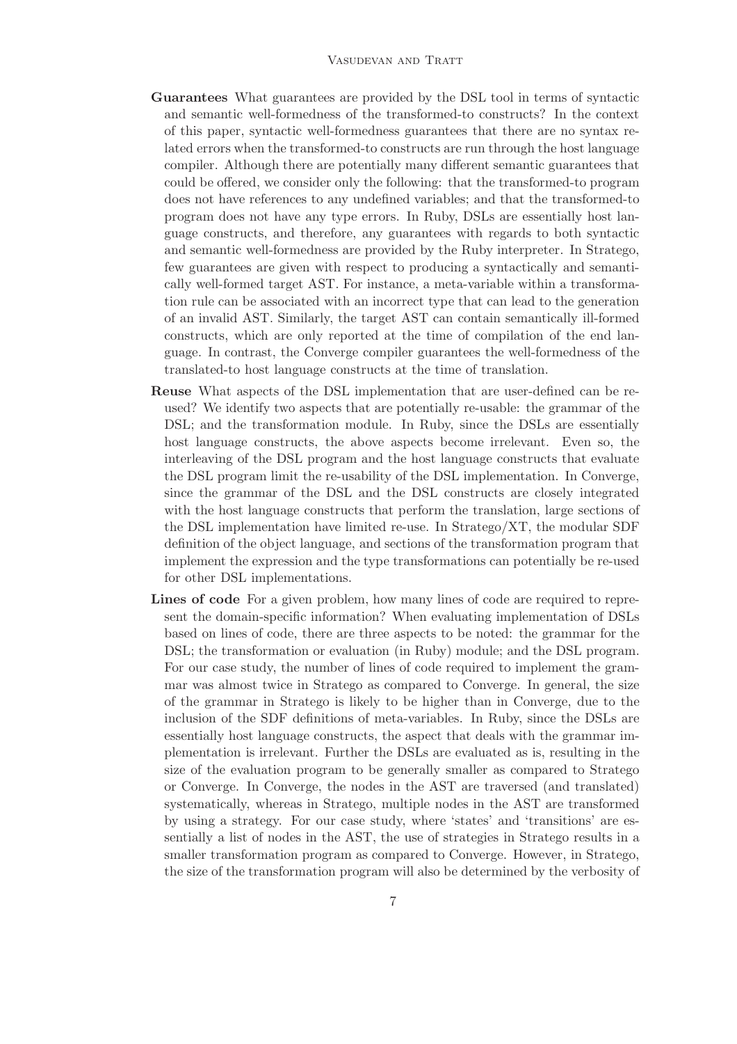**Guarantees** What guarantees are provided by the DSL tool in terms of syntactic and semantic well-formedness of the transformed-to constructs? In the context of this paper, syntactic well-formedness guarantees that there are no syntax related errors when the transformed-to constructs are run through the host language compiler. Although there are potentially many different semantic guarantees that could be offered, we consider only the following: that the transformed-to program does not have references to any undefined variables; and that the transformed-to program does not have any type errors. In Ruby, DSLs are essentially host language constructs, and therefore, any guarantees with regards to both syntactic and semantic well-formedness are provided by the Ruby interpreter. In Stratego, few guarantees are given with respect to producing a syntactically and semantically well-formed target AST. For instance, a meta-variable within a transformation rule can be associated with an incorrect type that can lead to the generation of an invalid AST. Similarly, the target AST can contain semantically ill-formed constructs, which are only reported at the time of compilation of the end language. In contrast, the Converge compiler guarantees the well-formedness of the translated-to host language constructs at the time of translation.

**Reuse** What aspects of the DSL implementation that are user-defined can be re-used? We identify two aspects that are potentially re-usable: the grammar of the DSL; and the transformation module. In Ruby, since the DSLs are essentially host language constructs, the above aspects become irrelevant. Even so, the interleaving of the DSL program and the host language constructs that evaluate the DSL program limit the re-usability of the DSL implementation. In Converge, since the grammar of the DSL and the DSL constructs are closely integrated with the host language constructs that perform the translation, large sections of the DSL implementation have limited re-use. In Stratego/XT, the modular SDF definition of the object language, and sections of the transformation program that implement the expression and the type transformations can potentially be re-used for other DSL implementations.

**Lines of code** For a given problem, how many lines of code are required to represent the domain-specific information? When evaluating implementation of DSLs based on lines of code, there are three aspects to be noted: the grammar for the DSL; the transformation or evaluation (in Ruby) module; and the DSL program. For our case study, the number of lines of code required to implement the grammar was almost twice in Stratego as compared to Converge. In general, the size of the grammar in Stratego is likely to be higher than in Converge, due to the inclusion of the SDF definitions of meta-variables. In Ruby, since the DSLs are essentially host language constructs, the aspect that deals with the grammar implementation is irrelevant. Further the DSLs are evaluated as is, resulting in the size of the evaluation program to be generally smaller as compared to Stratego or Converge. In Converge, the nodes in the AST are traversed (and translated) systematically, whereas in Stratego, multiple nodes in the AST are transformed by using a strategy. For our case study, where 'states' and 'transitions' are essentially a list of nodes in the AST, the use of strategies in Stratego results in a smaller transformation program as compared to Converge. However, in Stratego, the size of the transformation program will also be determined by the verbosity of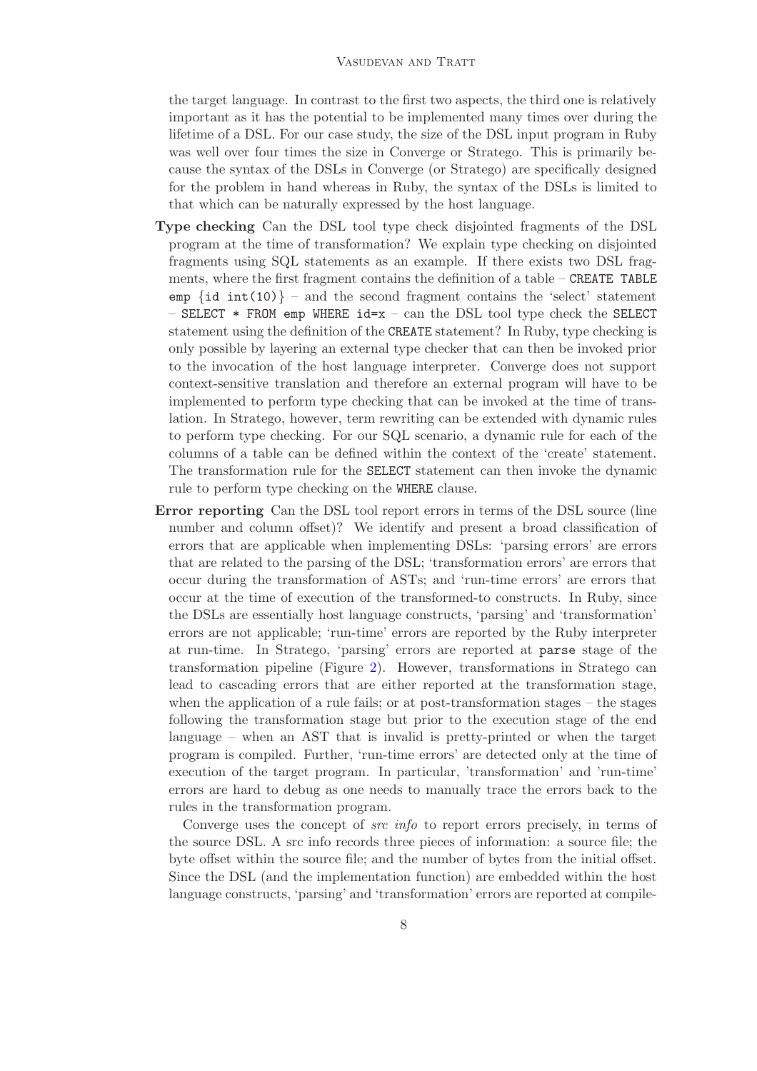the target language. In contrast to the first two aspects, the third one is relatively important as it has the potential to be implemented many times over during the lifetime of a DSL. For our case study, the size of the DSL input program in Ruby was well over four times the size in Converge or Stratego. This is primarily because the syntax of the DSLs in Converge (or Stratego) are specifically designed for the problem in hand whereas in Ruby, the syntax of the DSLs is limited to that which can be naturally expressed by the host language.

**Type checking** Can the DSL tool type check disjointed fragments of the DSL program at the time of transformation? We explain type checking on disjointed fragments using SQL statements as an example. If there exists two DSL fragments, where the first fragment contains the definition of a table – `CREATE TABLE emp {id int(10)}` – and the second fragment contains the 'select' statement – `SELECT * FROM emp WHERE id=x` – can the DSL tool type check the `SELECT` statement using the definition of the `CREATE` statement? In Ruby, type checking is only possible by layering an external type checker that can then be invoked prior to the invocation of the host language interpreter. Converge does not support context-sensitive translation and therefore an external program will have to be implemented to perform type checking that can be invoked at the time of translation. In Stratego, however, term rewriting can be extended with dynamic rules to perform type checking. For our SQL scenario, a dynamic rule for each of the columns of a table can be defined within the context of the 'create' statement. The transformation rule for the `SELECT` statement can then invoke the dynamic rule to perform type checking on the `WHERE` clause.

**Error reporting** Can the DSL tool report errors in terms of the DSL source (line number and column offset)? We identify and present a broad classification of errors that are applicable when implementing DSLs: 'parsing errors' are errors that are related to the parsing of the DSL; 'transformation errors' are errors that occur during the transformation of ASTs; and 'run-time errors' are errors that occur at the time of execution of the transformed-to constructs. In Ruby, since the DSLs are essentially host language constructs, 'parsing' and 'transformation' errors are not applicable; 'run-time' errors are reported by the Ruby interpreter at run-time. In Stratego, 'parsing' errors are reported at `parse` stage of the transformation pipeline (Figure 2). However, transformations in Stratego can lead to cascading errors that are either reported at the transformation stage, when the application of a rule fails; or at post-transformation stages – the stages following the transformation stage but prior to the execution stage of the end language – when an AST that is invalid is pretty-printed or when the target program is compiled. Further, 'run-time errors' are detected only at the time of execution of the target program. In particular, 'transformation' and 'run-time' errors are hard to debug as one needs to manually trace the errors back to the rules in the transformation program.

Converge uses the concept of *src info* to report errors precisely, in terms of the source DSL. A src info records three pieces of information: a source file; the byte offset within the source file; and the number of bytes from the initial offset. Since the DSL (and the implementation function) are embedded within the host language constructs, 'parsing' and 'transformation' errors are reported at compile-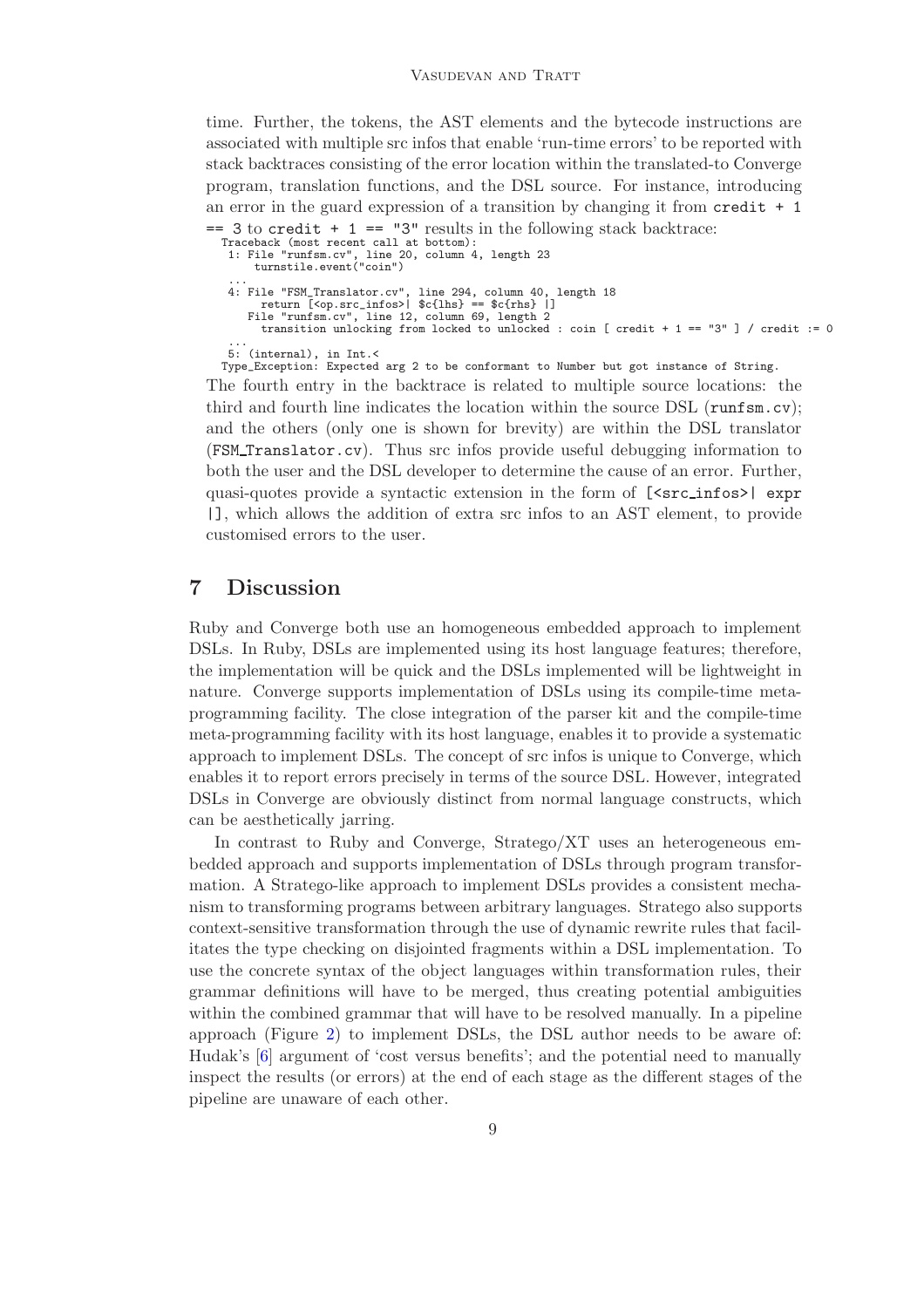time. Further, the tokens, the AST elements and the bytecode instructions are associated with multiple src infos that enable 'run-time errors' to be reported with stack backtraces consisting of the error location within the translated-to Converge program, translation functions, and the DSL source. For instance, introducing an error in the guard expression of a transition by changing it from `credit + 1 == 3` to `credit + 1 == "3"` results in the following stack backtrace:

```
Traceback (most recent call at bottom):
 1: File "runfsm.cv", line 20, column 4, length 23
      turnstile.event("coin")
 ...
 4: File "FSM_Translator.cv", line 294, column 40, length 18
       return [<op.src_infos>| $c{lhs} == $c{rhs} |]
    File "runfsm.cv", line 12, column 69, length 2
      transition unlocking from locked to unlocked : coin [ credit + 1 == "3" ] / credit := 0
 ...
 5: (internal), in Int.<
Type_Exception: Expected arg 2 to be conformant to Number but got instance of String.
```

The fourth entry in the backtrace is related to multiple source locations: the third and fourth line indicates the location within the source DSL (`runfsm.cv`); and the others (only one is shown for brevity) are within the DSL translator (`FSM_Translator.cv`). Thus src infos provide useful debugging information to both the user and the DSL developer to determine the cause of an error. Further, quasi-quotes provide a syntactic extension in the form of `[<src_infos>| expr |]`, which allows the addition of extra src infos to an AST element, to provide customised errors to the user.

## 7 Discussion

Ruby and Converge both use an homogeneous embedded approach to implement DSLs. In Ruby, DSLs are implemented using its host language features; therefore, the implementation will be quick and the DSLs implemented will be lightweight in nature. Converge supports implementation of DSLs using its compile-time meta-programming facility. The close integration of the parser kit and the compile-time meta-programming facility with its host language, enables it to provide a systematic approach to implement DSLs. The concept of src infos is unique to Converge, which enables it to report errors precisely in terms of the source DSL. However, integrated DSLs in Converge are obviously distinct from normal language constructs, which can be aesthetically jarring.

In contrast to Ruby and Converge, Stratego/XT uses an heterogeneous embedded approach and supports implementation of DSLs through program transformation. A Stratego-like approach to implement DSLs provides a consistent mechanism to transforming programs between arbitrary languages. Stratego also supports context-sensitive transformation through the use of dynamic rewrite rules that facilitates the type checking on disjointed fragments within a DSL implementation. To use the concrete syntax of the object languages within transformation rules, their grammar definitions will have to be merged, thus creating potential ambiguities within the combined grammar that will have to be resolved manually. In a pipeline approach (Figure 2) to implement DSLs, the DSL author needs to be aware of: Hudak's [6] argument of 'cost versus benefits'; and the potential need to manually inspect the results (or errors) at the end of each stage as the different stages of the pipeline are unaware of each other.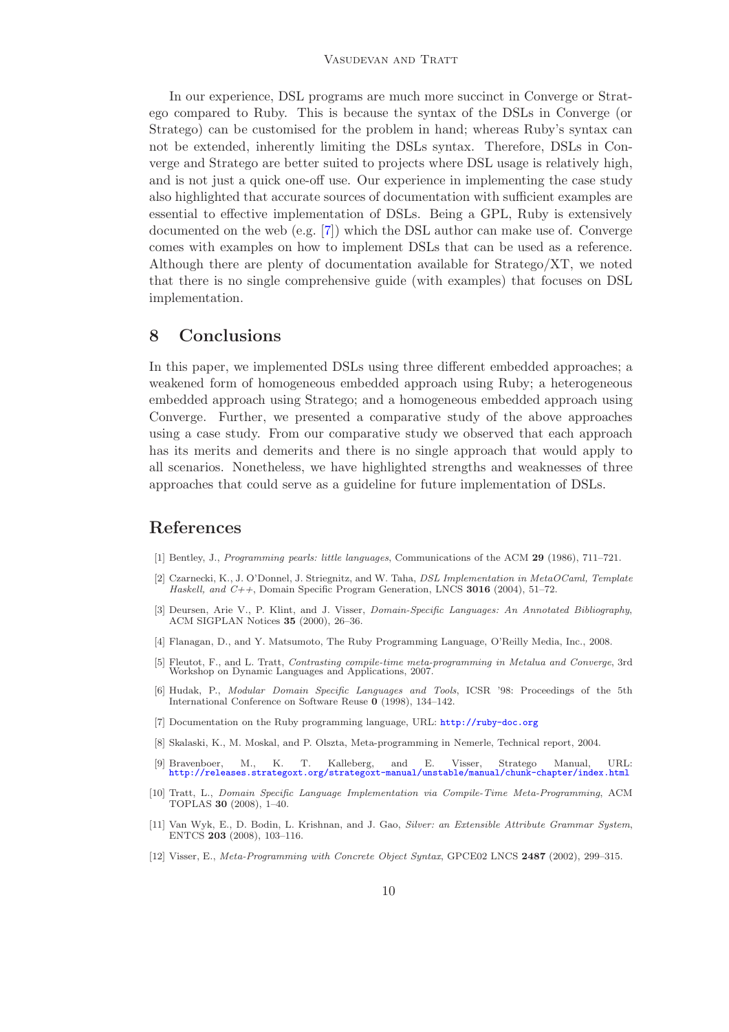In our experience, DSL programs are much more succinct in Converge or Stratego compared to Ruby. This is because the syntax of the DSLs in Converge (or Stratego) can be customised for the problem in hand; whereas Ruby's syntax can not be extended, inherently limiting the DSLs syntax. Therefore, DSLs in Converge and Stratego are better suited to projects where DSL usage is relatively high, and is not just a quick one-off use. Our experience in implementing the case study also highlighted that accurate sources of documentation with sufficient examples are essential to effective implementation of DSLs. Being a GPL, Ruby is extensively documented on the web (e.g. [7]) which the DSL author can make use of. Converge comes with examples on how to implement DSLs that can be used as a reference. Although there are plenty of documentation available for Stratego/XT, we noted that there is no single comprehensive guide (with examples) that focuses on DSL implementation.

## 8 Conclusions

In this paper, we implemented DSLs using three different embedded approaches; a weakened form of homogeneous embedded approach using Ruby; a heterogeneous embedded approach using Stratego; and a homogeneous embedded approach using Converge. Further, we presented a comparative study of the above approaches using a case study. From our comparative study we observed that each approach has its merits and demerits and there is no single approach that would apply to all scenarios. Nonetheless, we have highlighted strengths and weaknesses of three approaches that could serve as a guideline for future implementation of DSLs.

## References

[1] Bentley, J., *Programming pearls: little languages*, Communications of the ACM **29** (1986), 711–721.

[2] Czarnecki, K., J. O'Donnel, J. Striegnitz, and W. Taha, *DSL Implementation in MetaOCaml, Template Haskell, and C++*, Domain Specific Program Generation, LNCS **3016** (2004), 51–72.

[3] Deursen, Arie V., P. Klint, and J. Visser, *Domain-Specific Languages: An Annotated Bibliography*, ACM SIGPLAN Notices **35** (2000), 26–36.

[4] Flanagan, D., and Y. Matsumoto, The Ruby Programming Language, O'Reilly Media, Inc., 2008.

[5] Fleutot, F., and L. Tratt, *Contrasting compile-time meta-programming in Metalua and Converge*, 3rd Workshop on Dynamic Languages and Applications, 2007.

[6] Hudak, P., *Modular Domain Specific Languages and Tools*, ICSR '98: Proceedings of the 5th International Conference on Software Reuse **0** (1998), 134–142.

[7] Documentation on the Ruby programming language, URL: http://ruby-doc.org

[8] Skalaski, K., M. Moskal, and P. Olszta, Meta-programming in Nemerle, Technical report, 2004.

[9] Bravenboer, M., K. T. Kalleberg, and E. Visser, Stratego Manual, URL: http://releases.strategoxt.org/strategoxt-manual/unstable/manual/chunk-chapter/index.html

[10] Tratt, L., *Domain Specific Language Implementation via Compile-Time Meta-Programming*, ACM TOPLAS **30** (2008), 1–40.

[11] Van Wyk, E., D. Bodin, L. Krishnan, and J. Gao, *Silver: an Extensible Attribute Grammar System*, ENTCS **203** (2008), 103–116.

[12] Visser, E., *Meta-Programming with Concrete Object Syntax*, GPCE02 LNCS **2487** (2002), 299–315.